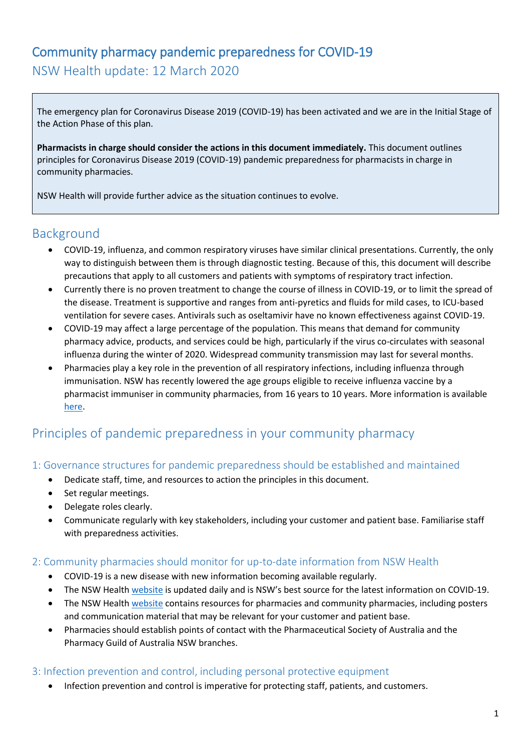# Community pharmacy pandemic preparedness for COVID-19

## NSW Health update: 12 March 2020

> The emergency plan for Coronavirus Disease 2019 (COVID-19) has been activated and we are in the Initial Stage of the Action Phase of this plan.
>
> **Pharmacists in charge should consider the actions in this document immediately.** This document outlines principles for Coronavirus Disease 2019 (COVID-19) pandemic preparedness for pharmacists in charge in community pharmacies.
>
> NSW Health will provide further advice as the situation continues to evolve.

## Background

- COVID-19, influenza, and common respiratory viruses have similar clinical presentations. Currently, the only way to distinguish between them is through diagnostic testing. Because of this, this document will describe precautions that apply to all customers and patients with symptoms of respiratory tract infection.
- Currently there is no proven treatment to change the course of illness in COVID-19, or to limit the spread of the disease. Treatment is supportive and ranges from anti-pyretics and fluids for mild cases, to ICU-based ventilation for severe cases. Antivirals such as oseltamivir have no known effectiveness against COVID-19.
- COVID-19 may affect a large percentage of the population. This means that demand for community pharmacy advice, products, and services could be high, particularly if the virus co-circulates with seasonal influenza during the winter of 2020. Widespread community transmission may last for several months.
- Pharmacies play a key role in the prevention of all respiratory infections, including influenza through immunisation. NSW has recently lowered the age groups eligible to receive influenza vaccine by a pharmacist immuniser in community pharmacies, from 16 years to 10 years. More information is available here.

## Principles of pandemic preparedness in your community pharmacy

### 1: Governance structures for pandemic preparedness should be established and maintained

- Dedicate staff, time, and resources to action the principles in this document.
- Set regular meetings.
- Delegate roles clearly.
- Communicate regularly with key stakeholders, including your customer and patient base. Familiarise staff with preparedness activities.

### 2: Community pharmacies should monitor for up-to-date information from NSW Health

- COVID-19 is a new disease with new information becoming available regularly.
- The NSW Health website is updated daily and is NSW's best source for the latest information on COVID-19.
- The NSW Health website contains resources for pharmacies and community pharmacies, including posters and communication material that may be relevant for your customer and patient base.
- Pharmacies should establish points of contact with the Pharmaceutical Society of Australia and the Pharmacy Guild of Australia NSW branches.

### 3: Infection prevention and control, including personal protective equipment

- Infection prevention and control is imperative for protecting staff, patients, and customers.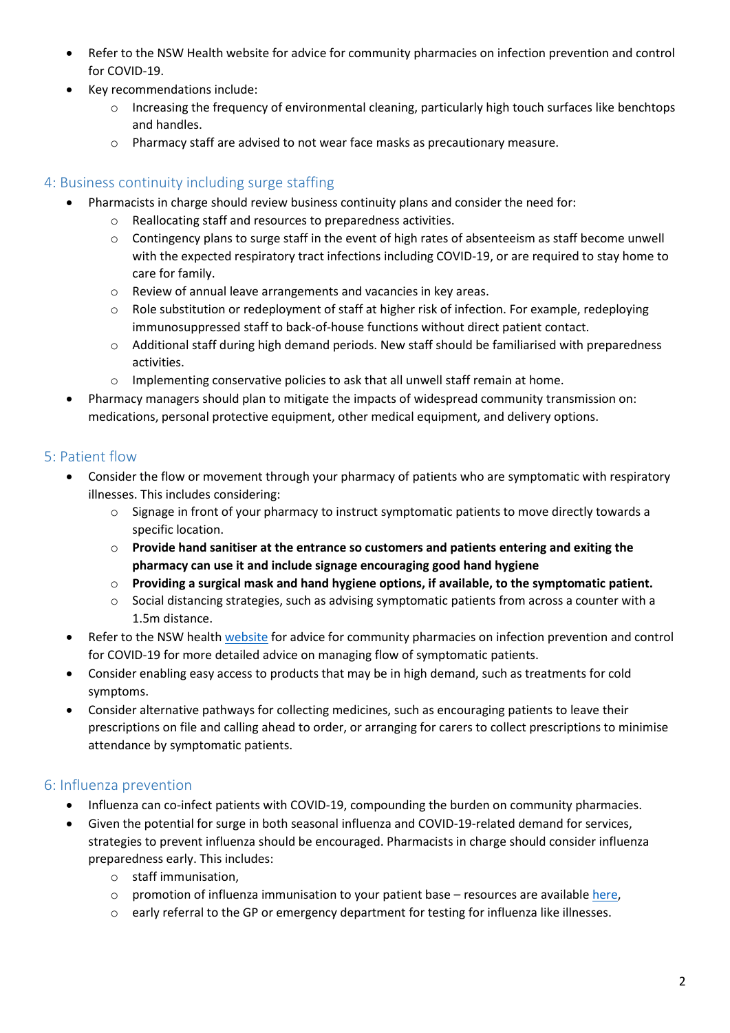- Refer to the NSW Health website for advice for community pharmacies on infection prevention and control for COVID-19.
- Key recommendations include:
  - Increasing the frequency of environmental cleaning, particularly high touch surfaces like benchtops and handles.
  - Pharmacy staff are advised to not wear face masks as precautionary measure.

## 4: Business continuity including surge staffing

- Pharmacists in charge should review business continuity plans and consider the need for:
  - Reallocating staff and resources to preparedness activities.
  - Contingency plans to surge staff in the event of high rates of absenteeism as staff become unwell with the expected respiratory tract infections including COVID-19, or are required to stay home to care for family.
  - Review of annual leave arrangements and vacancies in key areas.
  - Role substitution or redeployment of staff at higher risk of infection. For example, redeploying immunosuppressed staff to back-of-house functions without direct patient contact.
  - Additional staff during high demand periods. New staff should be familiarised with preparedness activities.
  - Implementing conservative policies to ask that all unwell staff remain at home.
- Pharmacy managers should plan to mitigate the impacts of widespread community transmission on: medications, personal protective equipment, other medical equipment, and delivery options.

## 5: Patient flow

- Consider the flow or movement through your pharmacy of patients who are symptomatic with respiratory illnesses. This includes considering:
  - Signage in front of your pharmacy to instruct symptomatic patients to move directly towards a specific location.
  - **Provide hand sanitiser at the entrance so customers and patients entering and exiting the pharmacy can use it and include signage encouraging good hand hygiene**
  - **Providing a surgical mask and hand hygiene options, if available, to the symptomatic patient.**
  - Social distancing strategies, such as advising symptomatic patients from across a counter with a 1.5m distance.
- Refer to the NSW health website for advice for community pharmacies on infection prevention and control for COVID-19 for more detailed advice on managing flow of symptomatic patients.
- Consider enabling easy access to products that may be in high demand, such as treatments for cold symptoms.
- Consider alternative pathways for collecting medicines, such as encouraging patients to leave their prescriptions on file and calling ahead to order, or arranging for carers to collect prescriptions to minimise attendance by symptomatic patients.

## 6: Influenza prevention

- Influenza can co-infect patients with COVID-19, compounding the burden on community pharmacies.
- Given the potential for surge in both seasonal influenza and COVID-19-related demand for services, strategies to prevent influenza should be encouraged. Pharmacists in charge should consider influenza preparedness early. This includes:
  - staff immunisation,
  - promotion of influenza immunisation to your patient base – resources are available here,
  - early referral to the GP or emergency department for testing for influenza like illnesses.